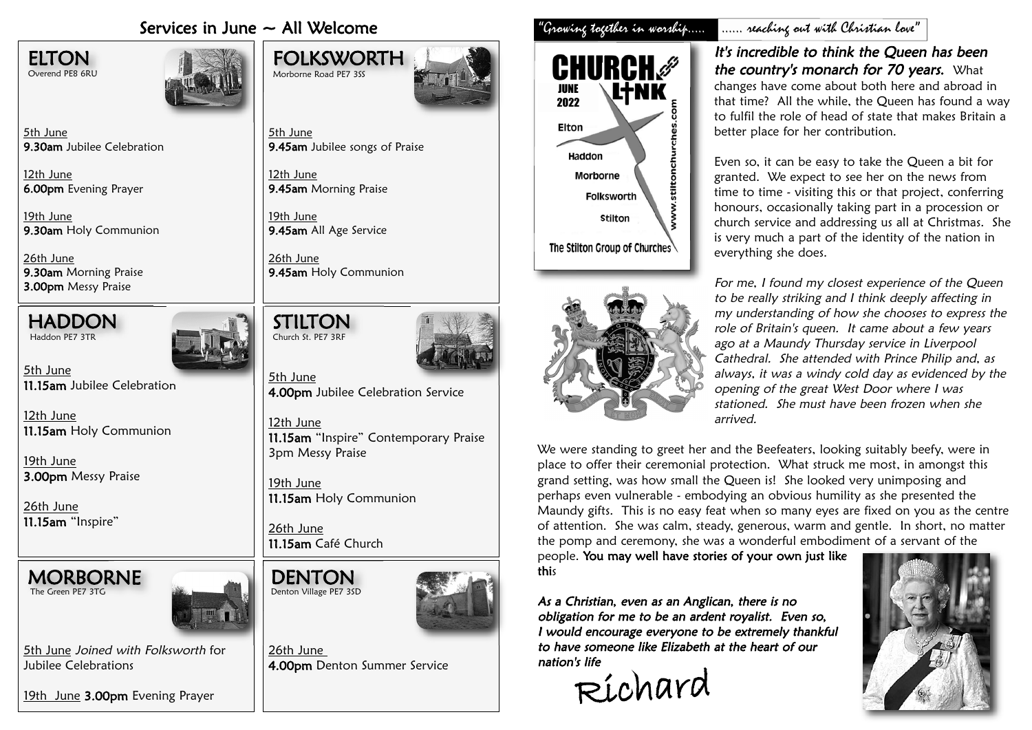# Services in June ~ All Welcome

## ELTON
Overend PE8 6RU

5th June
**9.30am** Jubilee Celebration

12th June
**6.00pm** Evening Prayer

19th June
**9.30am** Holy Communion

26th June
**9.30am** Morning Praise
**3.00pm** Messy Praise

## FOLKSWORTH
Morborne Road PE7 3SS

5th June
**9.45am** Jubilee songs of Praise

12th June
**9.45am** Morning Praise

19th June
**9.45am** All Age Service

26th June
**9.45am** Holy Communion

## HADDON
Haddon PE7 3TR

5th June
**11.15am** Jubilee Celebration

12th June
**11.15am** Holy Communion

19th June
**3.00pm** Messy Praise

26th June
**11.15am** "Inspire"

## STILTON
Church St. PE7 3RF

5th June
**4.00pm** Jubilee Celebration Service

12th June
**11.15am** "Inspire" Contemporary Praise
3pm Messy Praise

19th June
**11.15am** Holy Communion

26th June
**11.15am** Café Church

## MORBORNE
The Green PE7 3TG

5th June *Joined with Folksworth* for Jubilee Celebrations

19th June **3.00pm** Evening Prayer

## DENTON
Denton Village PE7 3SD

26th June
**4.00pm** Denton Summer Service

---

*"Growing together in worship..... ...... reaching out with Christian love"*

**CHURCH LINK**
JUNE 2022
Elton
Haddon
Morborne
Folksworth
Stilton
The Stilton Group of Churches
www.stiltonchurches.com

***It's incredible to think the Queen has been the country's monarch for 70 years.*** What changes have come about both here and abroad in that time? All the while, the Queen has found a way to fulfil the role of head of state that makes Britain a better place for her contribution.

Even so, it can be easy to take the Queen a bit for granted. We expect to see her on the news from time to time - visiting this or that project, conferring honours, occasionally taking part in a procession or church service and addressing us all at Christmas. She is very much a part of the identity of the nation in everything she does.

*For me, I found my closest experience of the Queen to be really striking and I think deeply affecting in my understanding of how she chooses to express the role of Britain's queen. It came about a few years ago at a Maundy Thursday service in Liverpool Cathedral. She attended with Prince Philip and, as always, it was a windy cold day as evidenced by the opening of the great West Door where I was stationed. She must have been frozen when she arrived.*

We were standing to greet her and the Beefeaters, looking suitably beefy, were in place to offer their ceremonial protection. What struck me most, in amongst this grand setting, was how small the Queen is! She looked very unimposing and perhaps even vulnerable - embodying an obvious humility as she presented the Maundy gifts. This is no easy feat when so many eyes are fixed on you as the centre of attention. She was calm, steady, generous, warm and gentle. In short, no matter the pomp and ceremony, she was a wonderful embodiment of a servant of the people. **You may well have stories of your own just like this**

***As a Christian, even as an Anglican, there is no obligation for me to be an ardent royalist. Even so, I would encourage everyone to be extremely thankful to have someone like Elizabeth at the heart of our nation's life***

Richard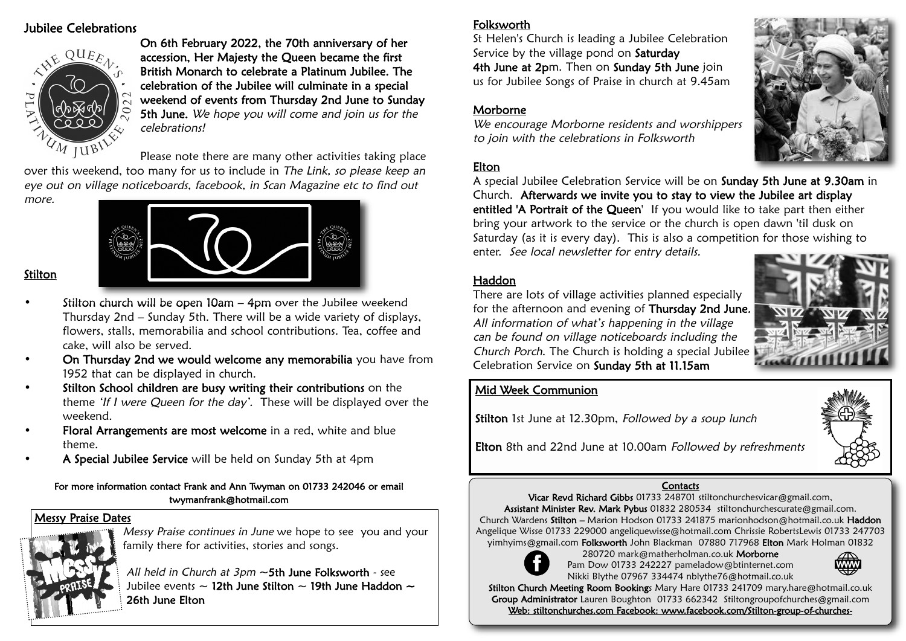## Jubilee Celebrations

**On 6th February 2022, the 70th anniversary of her accession, Her Majesty the Queen became the first British Monarch to celebrate a Platinum Jubilee. The celebration of the Jubilee will culminate in a special weekend of events from Thursday 2nd June to Sunday 5th June.** *We hope you will come and join us for the celebrations!*

Please note there are many other activities taking place over this weekend, too many for us to include in *The Link, so please keep an eye out on village noticeboards, facebook, in Scan Magazine etc to find out more.*

### Stilton

- **Stilton church will be open 10am – 4pm** over the Jubilee weekend Thursday 2nd – Sunday 5th. There will be a wide variety of displays, flowers, stalls, memorabilia and school contributions. Tea, coffee and cake, will also be served.
- **On Thursday 2nd we would welcome any memorabilia** you have from 1952 that can be displayed in church.
- **Stilton School children are busy writing their contributions** on the theme *'If I were Queen for the day'*. These will be displayed over the weekend.
- **Floral Arrangements are most welcome** in a red, white and blue theme.
- **A Special Jubilee Service** will be held on Sunday 5th at 4pm

**For more information contact Frank and Ann Twyman on 01733 242046 or email twymanfrank@hotmail.com**

### Messy Praise Dates

*Messy Praise continues in June* we hope to see you and your family there for activities, stories and songs.

*All held in Church at 3pm* ~**5th June Folksworth** - see Jubilee events ~ **12th June Stilton** ~ **19th June Haddon** ~ **26th June Elton**

### Folksworth

St Helen's Church is leading a Jubilee Celebration Service by the village pond on **Saturday 4th June at 2p**m. Then on **Sunday 5th June** join us for Jubilee Songs of Praise in church at 9.45am

### Morborne

*We encourage Morborne residents and worshippers to join with the celebrations in Folksworth*

### Elton

A special Jubilee Celebration Service will be on **Sunday 5th June at 9.30am** in Church. **Afterwards we invite you to stay to view the Jubilee art display entitled 'A Portrait of the Queen'** If you would like to take part then either bring your artwork to the service or the church is open dawn 'til dusk on Saturday (as it is every day). This is also a competition for those wishing to enter. *See local newsletter for entry details.*

### Haddon

There are lots of village activities planned especially for the afternoon and evening of **Thursday 2nd June.** *All information of what's happening in the village can be found on village noticeboards including the Church Porch.* The Church is holding a special Jubilee Celebration Service on **Sunday 5th at 11.15am**

### Mid Week Communion

**Stilton** 1st June at 12.30pm, *Followed by a soup lunch*

**Elton** 8th and 22nd June at 10.00am *Followed by refreshments*

### Contacts

**Vicar Revd Richard Gibbs** 01733 248701 stiltonchurchesvicar@gmail.com,
**Assistant Minister Rev. Mark Pybus** 01832 280534 stiltonchurchescurate@gmail.com.
Church Wardens **Stilton –** Marion Hodson 01733 241875 marionhodson@hotmail.co.uk **Haddon** Angelique Wisse 01733 229000 angeliquewisse@hotmail.com Chrissie RobertsLewis 01733 247703 yimhyims@gmail.com **Folksworth** John Blackman 07880 717968 **Elton** Mark Holman 01832 280720 mark@matherholman.co.uk **Morborne** Pam Dow 01733 242227 pameladow@btinternet.com Nikki Blythe 07967 334474 nblythe76@hotmail.co.uk
**Stilton Church Meeting Room Bookings** Mary Hare 01733 241709 mary.hare@hotmail.co.uk
**Group Administrator** Lauren Boughton 01733 662342 Stiltongroupofchurches@gmail.com
Web: stiltonchurches.com Facebook: www.facebook.com/Stilton-group-of-churches-